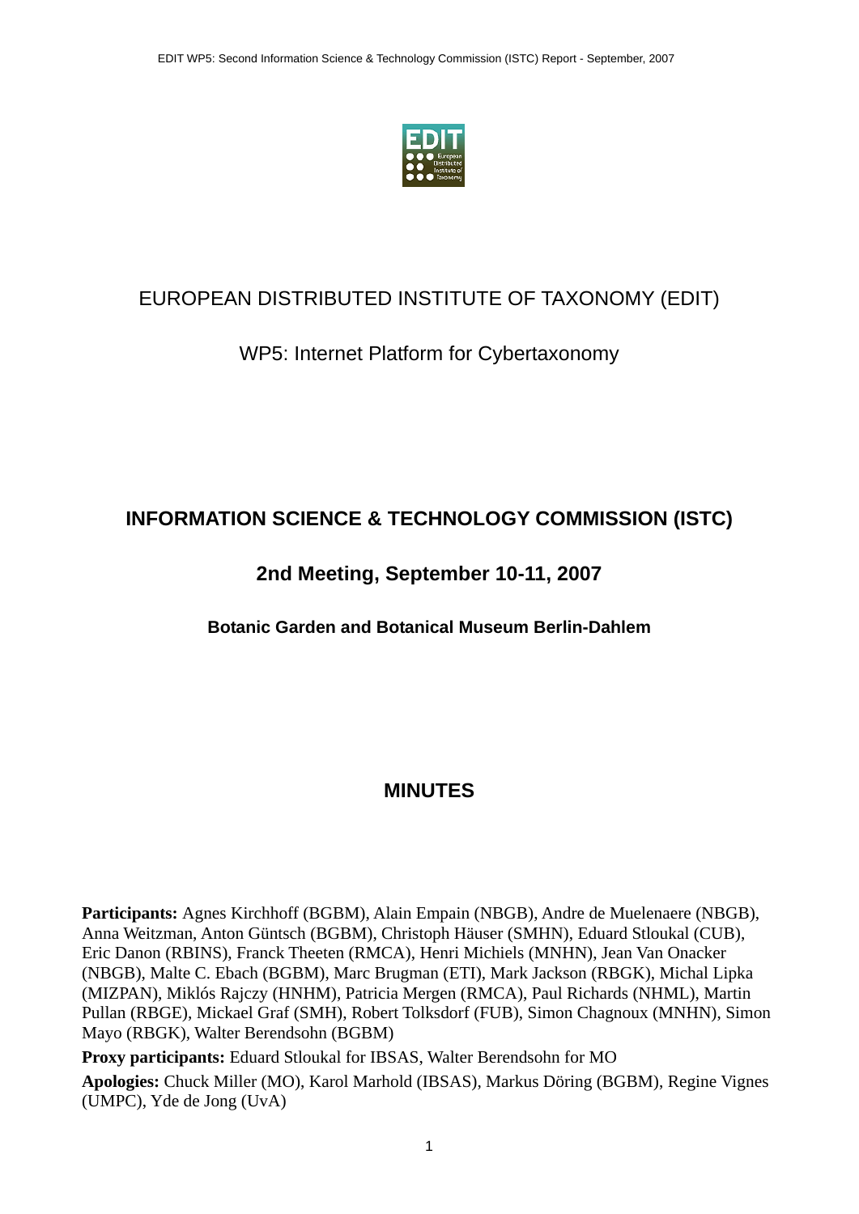# EUROPEAN DISTRIBUTED INSTITUTE OF TAXONOMY (EDIT)

## WP5: Internet Platform for Cybertaxonomy

## INFORMATION SCIENCE & TECHNOLOGY COMMISSION (ISTC)

## 2nd Meeting, September 10-11, 2007

### Botanic Garden and Botanical Museum Berlin-Dahlem

## MINUTES

**Participants:** Agnes Kirchhoff (BGBM), Alain Empain (NBGB), Andre de Muelenaere (NBGB), Anna Weitzman, Anton Güntsch (BGBM), Christoph Häuser (SMHN), Eduard Stloukal (CUB), Eric Danon (RBINS), Franck Theeten (RMCA), Henri Michiels (MNHN), Jean Van Onacker (NBGB), Malte C. Ebach (BGBM), Marc Brugman (ETI), Mark Jackson (RBGK), Michal Lipka (MIZPAN), Miklós Rajczy (HNHM), Patricia Mergen (RMCA), Paul Richards (NHML), Martin Pullan (RBGE), Mickael Graf (SMH), Robert Tolksdorf (FUB), Simon Chagnoux (MNHN), Simon Mayo (RBGK), Walter Berendsohn (BGBM)

**Proxy participants:** Eduard Stloukal for IBSAS, Walter Berendsohn for MO

**Apologies:** Chuck Miller (MO), Karol Marhold (IBSAS), Markus Döring (BGBM), Regine Vignes (UMPC), Yde de Jong (UvA)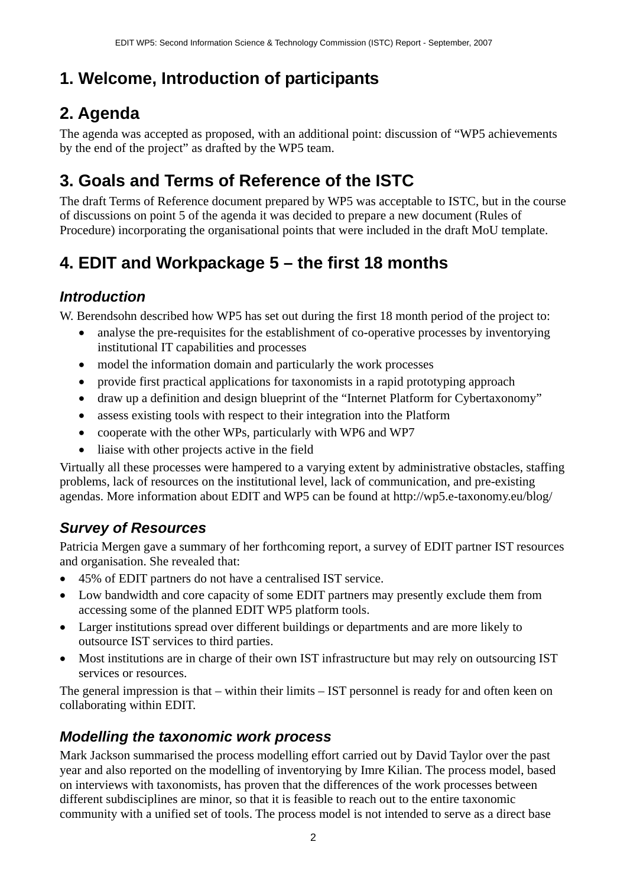# 1. Welcome, Introduction of participants

# 2. Agenda

The agenda was accepted as proposed, with an additional point: discussion of "WP5 achievements by the end of the project" as drafted by the WP5 team.

# 3. Goals and Terms of Reference of the ISTC

The draft Terms of Reference document prepared by WP5 was acceptable to ISTC, but in the course of discussions on point 5 of the agenda it was decided to prepare a new document (Rules of Procedure) incorporating the organisational points that were included in the draft MoU template.

# 4. EDIT and Workpackage 5 – the first 18 months

## *Introduction*

W. Berendsohn described how WP5 has set out during the first 18 month period of the project to:

- analyse the pre-requisites for the establishment of co-operative processes by inventorying institutional IT capabilities and processes
- model the information domain and particularly the work processes
- provide first practical applications for taxonomists in a rapid prototyping approach
- draw up a definition and design blueprint of the "Internet Platform for Cybertaxonomy"
- assess existing tools with respect to their integration into the Platform
- cooperate with the other WPs, particularly with WP6 and WP7
- liaise with other projects active in the field

Virtually all these processes were hampered to a varying extent by administrative obstacles, staffing problems, lack of resources on the institutional level, lack of communication, and pre-existing agendas. More information about EDIT and WP5 can be found at http://wp5.e-taxonomy.eu/blog/

## *Survey of Resources*

Patricia Mergen gave a summary of her forthcoming report, a survey of EDIT partner IST resources and organisation. She revealed that:

- 45% of EDIT partners do not have a centralised IST service.
- Low bandwidth and core capacity of some EDIT partners may presently exclude them from accessing some of the planned EDIT WP5 platform tools.
- Larger institutions spread over different buildings or departments and are more likely to outsource IST services to third parties.
- Most institutions are in charge of their own IST infrastructure but may rely on outsourcing IST services or resources.

The general impression is that – within their limits – IST personnel is ready for and often keen on collaborating within EDIT.

## *Modelling the taxonomic work process*

Mark Jackson summarised the process modelling effort carried out by David Taylor over the past year and also reported on the modelling of inventorying by Imre Kilian. The process model, based on interviews with taxonomists, has proven that the differences of the work processes between different subdisciplines are minor, so that it is feasible to reach out to the entire taxonomic community with a unified set of tools. The process model is not intended to serve as a direct base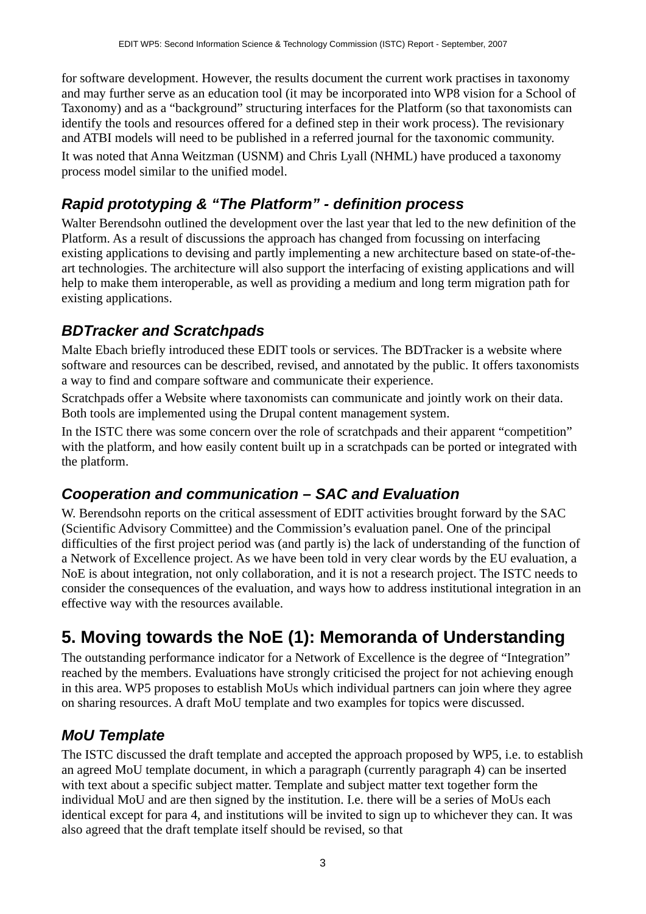for software development. However, the results document the current work practises in taxonomy and may further serve as an education tool (it may be incorporated into WP8 vision for a School of Taxonomy) and as a "background" structuring interfaces for the Platform (so that taxonomists can identify the tools and resources offered for a defined step in their work process). The revisionary and ATBI models will need to be published in a referred journal for the taxonomic community.

It was noted that Anna Weitzman (USNM) and Chris Lyall (NHML) have produced a taxonomy process model similar to the unified model.

### *Rapid prototyping & "The Platform" - definition process*

Walter Berendsohn outlined the development over the last year that led to the new definition of the Platform. As a result of discussions the approach has changed from focussing on interfacing existing applications to devising and partly implementing a new architecture based on state-of-the-art technologies. The architecture will also support the interfacing of existing applications and will help to make them interoperable, as well as providing a medium and long term migration path for existing applications.

### *BDTracker and Scratchpads*

Malte Ebach briefly introduced these EDIT tools or services. The BDTracker is a website where software and resources can be described, revised, and annotated by the public. It offers taxonomists a way to find and compare software and communicate their experience.

Scratchpads offer a Website where taxonomists can communicate and jointly work on their data. Both tools are implemented using the Drupal content management system.

In the ISTC there was some concern over the role of scratchpads and their apparent "competition" with the platform, and how easily content built up in a scratchpads can be ported or integrated with the platform.

### *Cooperation and communication – SAC and Evaluation*

W. Berendsohn reports on the critical assessment of EDIT activities brought forward by the SAC (Scientific Advisory Committee) and the Commission's evaluation panel. One of the principal difficulties of the first project period was (and partly is) the lack of understanding of the function of a Network of Excellence project. As we have been told in very clear words by the EU evaluation, a NoE is about integration, not only collaboration, and it is not a research project. The ISTC needs to consider the consequences of the evaluation, and ways how to address institutional integration in an effective way with the resources available.

## 5. Moving towards the NoE (1): Memoranda of Understanding

The outstanding performance indicator for a Network of Excellence is the degree of "Integration" reached by the members. Evaluations have strongly criticised the project for not achieving enough in this area. WP5 proposes to establish MoUs which individual partners can join where they agree on sharing resources. A draft MoU template and two examples for topics were discussed.

### *MoU Template*

The ISTC discussed the draft template and accepted the approach proposed by WP5, i.e. to establish an agreed MoU template document, in which a paragraph (currently paragraph 4) can be inserted with text about a specific subject matter. Template and subject matter text together form the individual MoU and are then signed by the institution. I.e. there will be a series of MoUs each identical except for para 4, and institutions will be invited to sign up to whichever they can. It was also agreed that the draft template itself should be revised, so that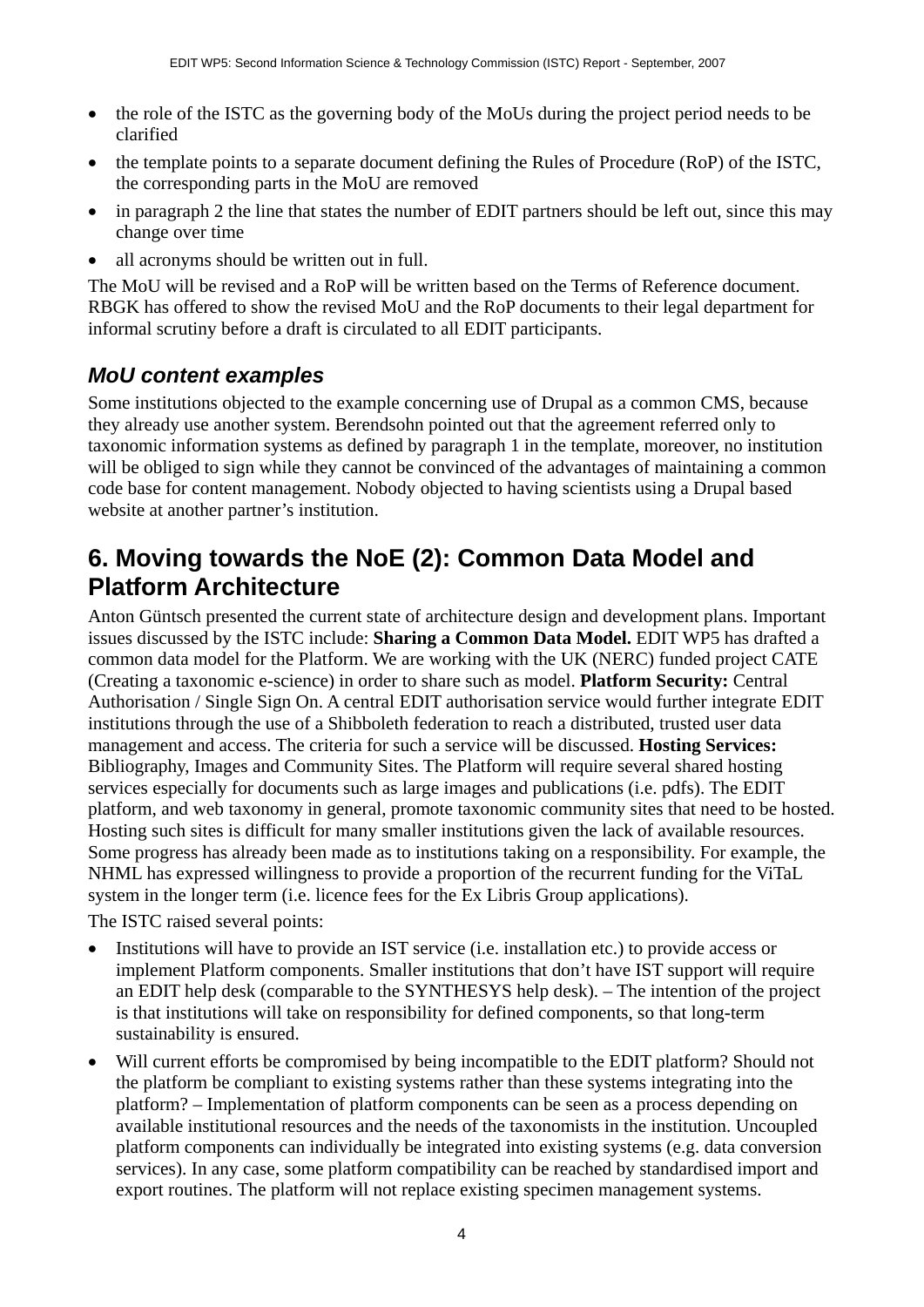- the role of the ISTC as the governing body of the MoUs during the project period needs to be clarified
- the template points to a separate document defining the Rules of Procedure (RoP) of the ISTC, the corresponding parts in the MoU are removed
- in paragraph 2 the line that states the number of EDIT partners should be left out, since this may change over time
- all acronyms should be written out in full.

The MoU will be revised and a RoP will be written based on the Terms of Reference document. RBGK has offered to show the revised MoU and the RoP documents to their legal department for informal scrutiny before a draft is circulated to all EDIT participants.

### *MoU content examples*

Some institutions objected to the example concerning use of Drupal as a common CMS, because they already use another system. Berendsohn pointed out that the agreement referred only to taxonomic information systems as defined by paragraph 1 in the template, moreover, no institution will be obliged to sign while they cannot be convinced of the advantages of maintaining a common code base for content management. Nobody objected to having scientists using a Drupal based website at another partner's institution.

## 6. Moving towards the NoE (2): Common Data Model and Platform Architecture

Anton Güntsch presented the current state of architecture design and development plans. Important issues discussed by the ISTC include: **Sharing a Common Data Model.** EDIT WP5 has drafted a common data model for the Platform. We are working with the UK (NERC) funded project CATE (Creating a taxonomic e-science) in order to share such as model. **Platform Security:** Central Authorisation / Single Sign On. A central EDIT authorisation service would further integrate EDIT institutions through the use of a Shibboleth federation to reach a distributed, trusted user data management and access. The criteria for such a service will be discussed. **Hosting Services:** Bibliography, Images and Community Sites. The Platform will require several shared hosting services especially for documents such as large images and publications (i.e. pdfs). The EDIT platform, and web taxonomy in general, promote taxonomic community sites that need to be hosted. Hosting such sites is difficult for many smaller institutions given the lack of available resources. Some progress has already been made as to institutions taking on a responsibility. For example, the NHML has expressed willingness to provide a proportion of the recurrent funding for the ViTaL system in the longer term (i.e. licence fees for the Ex Libris Group applications).

The ISTC raised several points:

- Institutions will have to provide an IST service (i.e. installation etc.) to provide access or implement Platform components. Smaller institutions that don't have IST support will require an EDIT help desk (comparable to the SYNTHESYS help desk). – The intention of the project is that institutions will take on responsibility for defined components, so that long-term sustainability is ensured.
- Will current efforts be compromised by being incompatible to the EDIT platform? Should not the platform be compliant to existing systems rather than these systems integrating into the platform? – Implementation of platform components can be seen as a process depending on available institutional resources and the needs of the taxonomists in the institution. Uncoupled platform components can individually be integrated into existing systems (e.g. data conversion services). In any case, some platform compatibility can be reached by standardised import and export routines. The platform will not replace existing specimen management systems.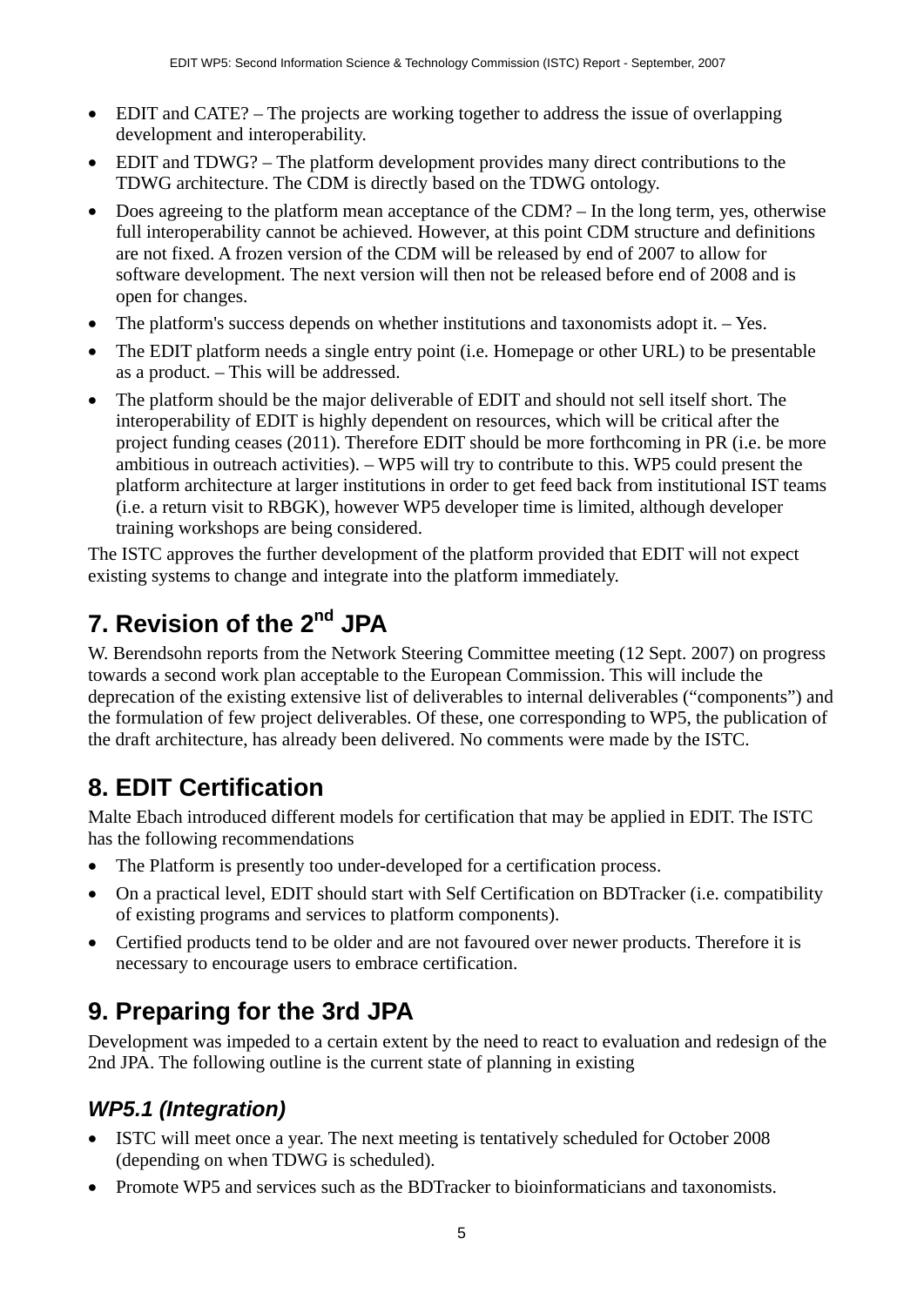- EDIT and CATE? – The projects are working together to address the issue of overlapping development and interoperability.
- EDIT and TDWG? – The platform development provides many direct contributions to the TDWG architecture. The CDM is directly based on the TDWG ontology.
- Does agreeing to the platform mean acceptance of the CDM? – In the long term, yes, otherwise full interoperability cannot be achieved. However, at this point CDM structure and definitions are not fixed. A frozen version of the CDM will be released by end of 2007 to allow for software development. The next version will then not be released before end of 2008 and is open for changes.
- The platform's success depends on whether institutions and taxonomists adopt it. – Yes.
- The EDIT platform needs a single entry point (i.e. Homepage or other URL) to be presentable as a product. – This will be addressed.
- The platform should be the major deliverable of EDIT and should not sell itself short. The interoperability of EDIT is highly dependent on resources, which will be critical after the project funding ceases (2011). Therefore EDIT should be more forthcoming in PR (i.e. be more ambitious in outreach activities). – WP5 will try to contribute to this. WP5 could present the platform architecture at larger institutions in order to get feed back from institutional IST teams (i.e. a return visit to RBGK), however WP5 developer time is limited, although developer training workshops are being considered.

The ISTC approves the further development of the platform provided that EDIT will not expect existing systems to change and integrate into the platform immediately.

# 7. Revision of the 2nd JPA

W. Berendsohn reports from the Network Steering Committee meeting (12 Sept. 2007) on progress towards a second work plan acceptable to the European Commission. This will include the deprecation of the existing extensive list of deliverables to internal deliverables ("components") and the formulation of few project deliverables. Of these, one corresponding to WP5, the publication of the draft architecture, has already been delivered. No comments were made by the ISTC.

# 8. EDIT Certification

Malte Ebach introduced different models for certification that may be applied in EDIT. The ISTC has the following recommendations

- The Platform is presently too under-developed for a certification process.
- On a practical level, EDIT should start with Self Certification on BDTracker (i.e. compatibility of existing programs and services to platform components).
- Certified products tend to be older and are not favoured over newer products. Therefore it is necessary to encourage users to embrace certification.

# 9. Preparing for the 3rd JPA

Development was impeded to a certain extent by the need to react to evaluation and redesign of the 2nd JPA. The following outline is the current state of planning in existing

### *WP5.1 (Integration)*

- ISTC will meet once a year. The next meeting is tentatively scheduled for October 2008 (depending on when TDWG is scheduled).
- Promote WP5 and services such as the BDTracker to bioinformaticians and taxonomists.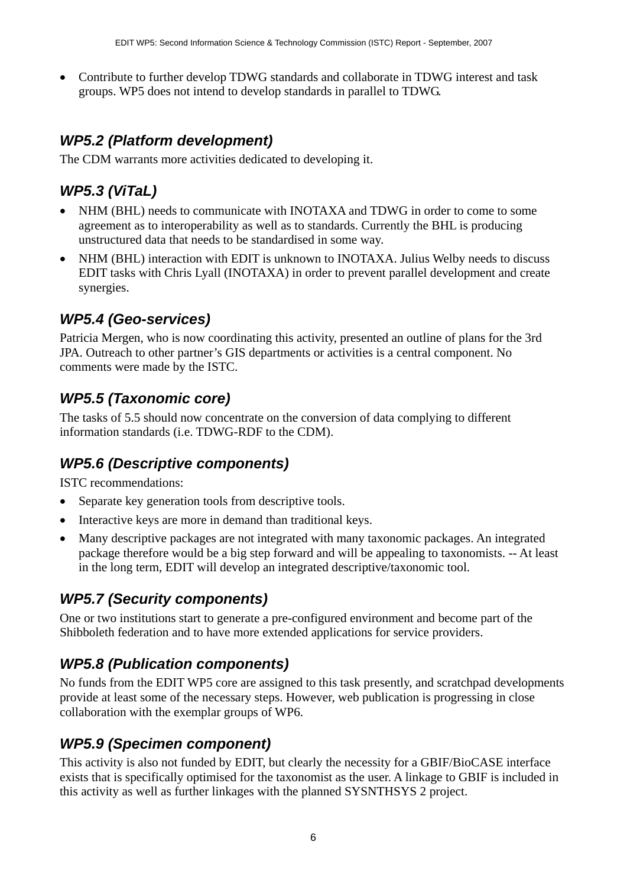- Contribute to further develop TDWG standards and collaborate in TDWG interest and task groups. WP5 does not intend to develop standards in parallel to TDWG.

### *WP5.2 (Platform development)*

The CDM warrants more activities dedicated to developing it.

### *WP5.3 (ViTaL)*

- NHM (BHL) needs to communicate with INOTAXA and TDWG in order to come to some agreement as to interoperability as well as to standards. Currently the BHL is producing unstructured data that needs to be standardised in some way.
- NHM (BHL) interaction with EDIT is unknown to INOTAXA. Julius Welby needs to discuss EDIT tasks with Chris Lyall (INOTAXA) in order to prevent parallel development and create synergies.

### *WP5.4 (Geo-services)*

Patricia Mergen, who is now coordinating this activity, presented an outline of plans for the 3rd JPA. Outreach to other partner's GIS departments or activities is a central component. No comments were made by the ISTC.

### *WP5.5 (Taxonomic core)*

The tasks of 5.5 should now concentrate on the conversion of data complying to different information standards (i.e. TDWG-RDF to the CDM).

### *WP5.6 (Descriptive components)*

ISTC recommendations:

- Separate key generation tools from descriptive tools.
- Interactive keys are more in demand than traditional keys.
- Many descriptive packages are not integrated with many taxonomic packages. An integrated package therefore would be a big step forward and will be appealing to taxonomists. -- At least in the long term, EDIT will develop an integrated descriptive/taxonomic tool.

### *WP5.7 (Security components)*

One or two institutions start to generate a pre-configured environment and become part of the Shibboleth federation and to have more extended applications for service providers.

### *WP5.8 (Publication components)*

No funds from the EDIT WP5 core are assigned to this task presently, and scratchpad developments provide at least some of the necessary steps. However, web publication is progressing in close collaboration with the exemplar groups of WP6.

### *WP5.9 (Specimen component)*

This activity is also not funded by EDIT, but clearly the necessity for a GBIF/BioCASE interface exists that is specifically optimised for the taxonomist as the user. A linkage to GBIF is included in this activity as well as further linkages with the planned SYSNTHSYS 2 project.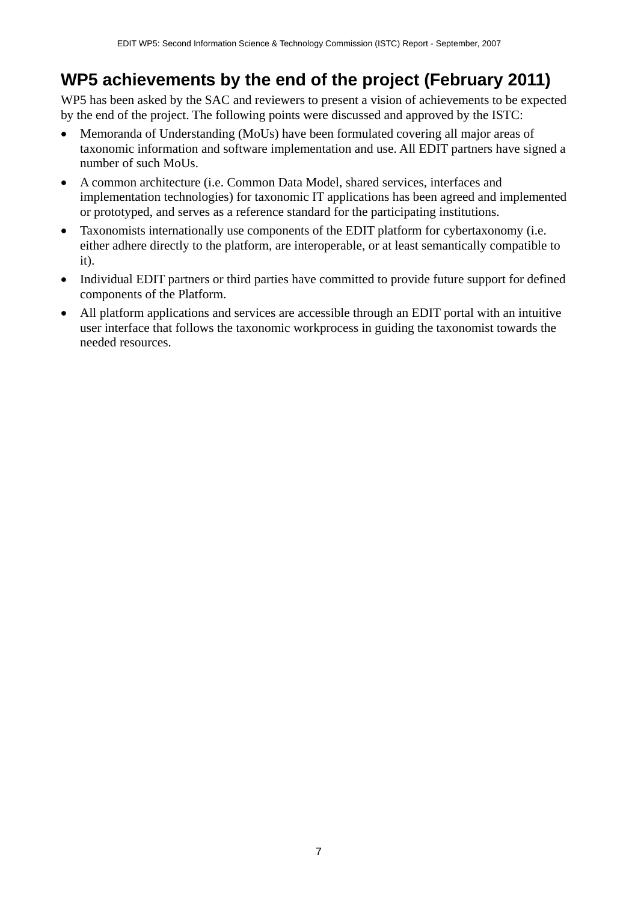## WP5 achievements by the end of the project (February 2011)

WP5 has been asked by the SAC and reviewers to present a vision of achievements to be expected by the end of the project. The following points were discussed and approved by the ISTC:

- Memoranda of Understanding (MoUs) have been formulated covering all major areas of taxonomic information and software implementation and use. All EDIT partners have signed a number of such MoUs.
- A common architecture (i.e. Common Data Model, shared services, interfaces and implementation technologies) for taxonomic IT applications has been agreed and implemented or prototyped, and serves as a reference standard for the participating institutions.
- Taxonomists internationally use components of the EDIT platform for cybertaxonomy (i.e. either adhere directly to the platform, are interoperable, or at least semantically compatible to it).
- Individual EDIT partners or third parties have committed to provide future support for defined components of the Platform.
- All platform applications and services are accessible through an EDIT portal with an intuitive user interface that follows the taxonomic workprocess in guiding the taxonomist towards the needed resources.